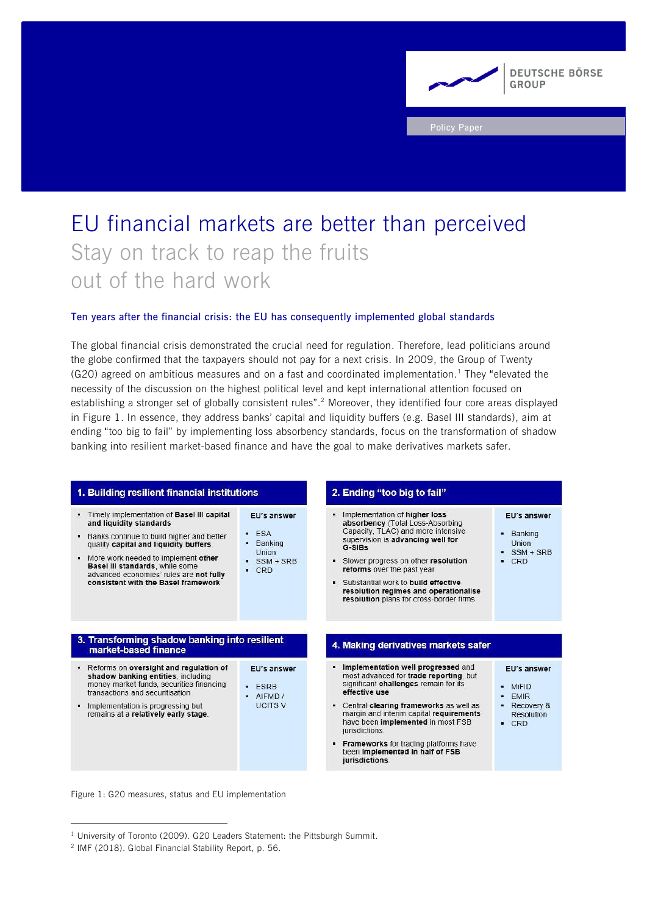Deutsche Börse Group

Policy Paper

# EU financial markets are better than perceived

## Stay on track to reap the fruits out of the hard work

### Ten years after the financial crisis: the EU has consequently implemented global standards

The global financial crisis demonstrated the crucial need for regulation. Therefore, lead politicians around the globe confirmed that the taxpayers should not pay for a next crisis. In 2009, the Group of Twenty (G20) agreed on ambitious measures and on a fast and coordinated implementation.[1] They "elevated the necessity of the discussion on the highest political level and kept international attention focused on establishing a stronger set of globally consistent rules".[2] Moreover, they identified four core areas displayed in Figure 1. In essence, they address banks' capital and liquidity buffers (e.g. Basel III standards), aim at ending "too big to fail" by implementing loss absorbency standards, focus on the transformation of shadow banking into resilient market-based finance and have the goal to make derivatives markets safer.

**1. Building resilient financial institutions**

- Timely implementation of **Basel III capital and liquidity standards**
- Banks continue to build higher and better quality **capital and liquidity buffers**
- More work needed to implement **other Basel III standards**, while some advanced economies' rules are **not fully consistent with the Basel framework**

EU's answer
- ESA
- Banking Union
- SSM + SRB
- CRD

**2. Ending "too big to fail"**

- Implementation of **higher loss absorbency** (Total Loss-Absorbing Capacity, (TLAC) and more intensive supervision is **advancing well for G-SIBs**
- Slower progress on other **resolution reforms** over the past year
- Substantial work to **build effective resolution regimes and operationalise resolution** plans for cross-border firms

EU's answer
- Banking Union
- SSM + SRB
- CRD

**3. Transforming shadow banking into resilient market-based finance**

- Reforms on **oversight and regulation of shadow banking entities**, including money market funds, securities financing transactions and securitisation
- Implementation is progressing but remains at a **relatively early stage**.

EU's answer
- ESRB
- AIFMD / UCITS V

**4. Making derivatives markets safer**

- **Implementation well progressed** and most advanced for **trade reporting**, but significant **challenges** remain for its **effective use**
- Central **clearing frameworks** as well as margin and interim capital **requirements** have been **implemented** in most FSB jurisdictions.
- **Frameworks** for trading platforms have been **implemented in half of FSB jurisdictions**

EU's answer
- MiFID
- EMIR
- Recovery & Resolution
- CRD

Figure 1: G20 measures, status and EU implementation

---

[1] University of Toronto (2009). G20 Leaders Statement: the Pittsburgh Summit.

[2] IMF (2018). Global Financial Stability Report, p. 56.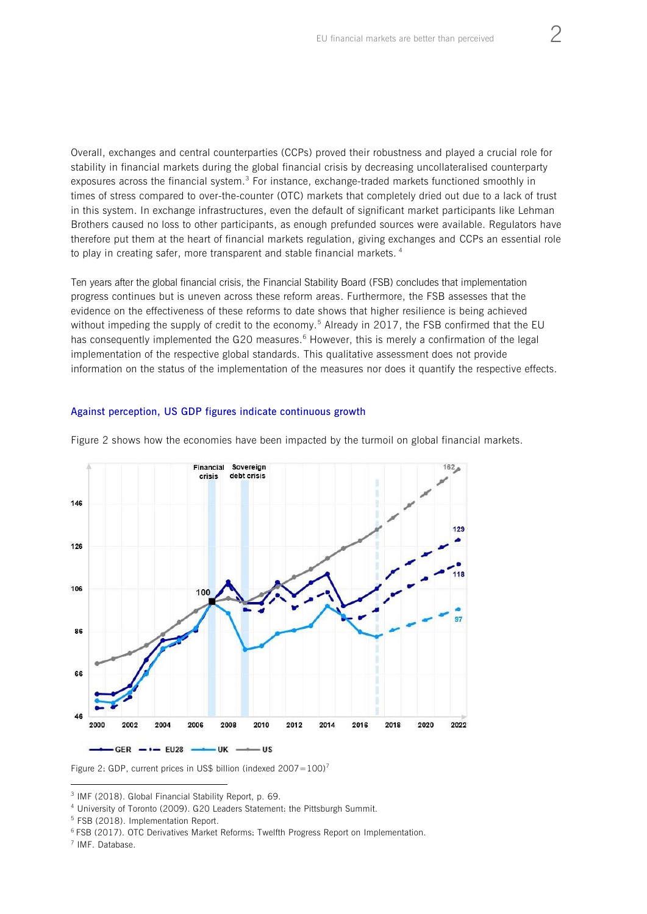Overall, exchanges and central counterparties (CCPs) proved their robustness and played a crucial role for stability in financial markets during the global financial crisis by decreasing uncollateralised counterparty exposures across the financial system.[3] For instance, exchange-traded markets functioned smoothly in times of stress compared to over-the-counter (OTC) markets that completely dried out due to a lack of trust in this system. In exchange infrastructures, even the default of significant market participants like Lehman Brothers caused no loss to other participants, as enough prefunded sources were available. Regulators have therefore put them at the heart of financial markets regulation, giving exchanges and CCPs an essential role to play in creating safer, more transparent and stable financial markets.[4]

Ten years after the global financial crisis, the Financial Stability Board (FSB) concludes that implementation progress continues but is uneven across these reform areas. Furthermore, the FSB assesses that the evidence on the effectiveness of these reforms to date shows that higher resilience is being achieved without impeding the supply of credit to the economy.[5] Already in 2017, the FSB confirmed that the EU has consequently implemented the G20 measures.[6] However, this is merely a confirmation of the legal implementation of the respective global standards. This qualitative assessment does not provide information on the status of the implementation of the measures nor does it quantify the respective effects.

### Against perception, US GDP figures indicate continuous growth

Figure 2 shows how the economies have been impacted by the turmoil on global financial markets.

Financial crisis
Sovereign debt crisis
162
146
129
126
118
106
100
97
86
66
46
2000 2002 2004 2006 2008 2010 2012 2014 2016 2018 2020 2022
GER EU28 UK US

Figure 2: GDP, current prices in US$ billion (indexed 2007=100)[7]

---

[3] IMF (2018). Global Financial Stability Report, p. 69.

[4] University of Toronto (2009). G20 Leaders Statement: the Pittsburgh Summit.

[5] FSB (2018). Implementation Report.

[6] FSB (2017). OTC Derivatives Market Reforms: Twelfth Progress Report on Implementation.

[7] IMF. Database.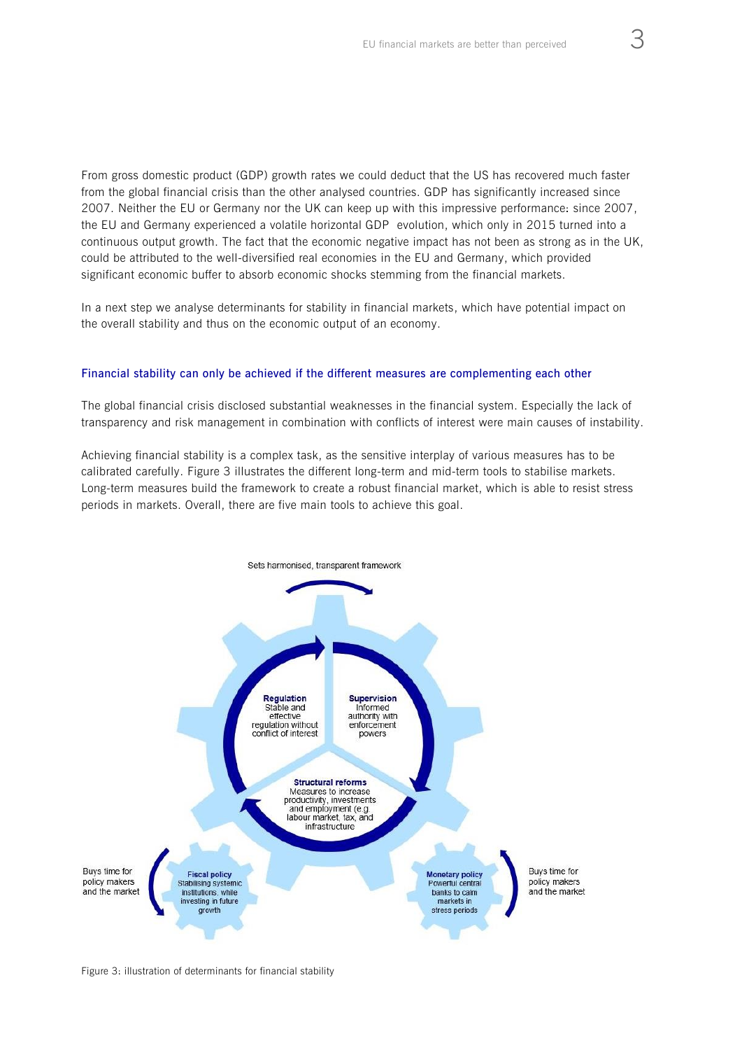From gross domestic product (GDP) growth rates we could deduct that the US has recovered much faster from the global financial crisis than the other analysed countries. GDP has significantly increased since 2007. Neither the EU or Germany nor the UK can keep up with this impressive performance: since 2007, the EU and Germany experienced a volatile horizontal GDP evolution, which only in 2015 turned into a continuous output growth. The fact that the economic negative impact has not been as strong as in the UK, could be attributed to the well-diversified real economies in the EU and Germany, which provided significant economic buffer to absorb economic shocks stemming from the financial markets.

In a next step we analyse determinants for stability in financial markets, which have potential impact on the overall stability and thus on the economic output of an economy.

### Financial stability can only be achieved if the different measures are complementing each other

The global financial crisis disclosed substantial weaknesses in the financial system. Especially the lack of transparency and risk management in combination with conflicts of interest were main causes of instability.

Achieving financial stability is a complex task, as the sensitive interplay of various measures has to be calibrated carefully. Figure 3 illustrates the different long-term and mid-term tools to stabilise markets. Long-term measures build the framework to create a robust financial market, which is able to resist stress periods in markets. Overall, there are five main tools to achieve this goal.

Sets harmonised, transparent framework

**Regulation**
Stable and effective regulation without conflict of interest

**Supervision**
Informed authority with enforcement powers

**Structural reforms**
Measures to increase productivity, investments and employment (e.g. labour market, tax, and infrastructure

Buys time for policy makers and the market

**Fiscal policy**
Stabilising systemic institutions, while investing in future growth

**Monetary policy**
Powerful central banks to calm markets in stress periods

Buys time for policy makers and the market

Figure 3: illustration of determinants for financial stability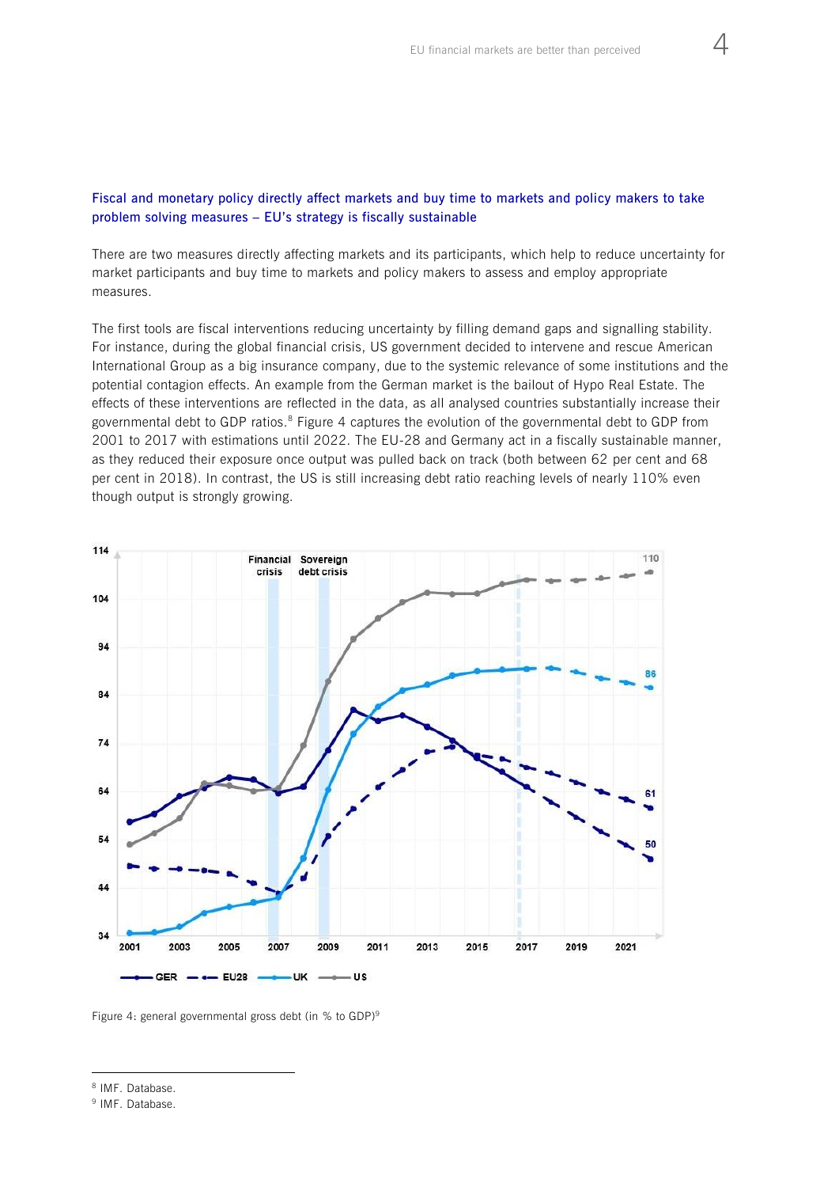### Fiscal and monetary policy directly affect markets and buy time to markets and policy makers to take problem solving measures – EU's strategy is fiscally sustainable

There are two measures directly affecting markets and its participants, which help to reduce uncertainty for market participants and buy time to markets and policy makers to assess and employ appropriate measures.

The first tools are fiscal interventions reducing uncertainty by filling demand gaps and signalling stability. For instance, during the global financial crisis, US government decided to intervene and rescue American International Group as a big insurance company, due to the systemic relevance of some institutions and the potential contagion effects. An example from the German market is the bailout of Hypo Real Estate. The effects of these interventions are reflected in the data, as all analysed countries substantially increase their governmental debt to GDP ratios.[8] Figure 4 captures the evolution of the governmental debt to GDP from 2001 to 2017 with estimations until 2022. The EU-28 and Germany act in a fiscally sustainable manner, as they reduced their exposure once output was pulled back on track (both between 62 per cent and 68 per cent in 2018). In contrast, the US is still increasing debt ratio reaching levels of nearly 110% even though output is strongly growing.

114
104
94
84
74
64
54
44
34

Financial crisis
Sovereign debt crisis

110
86
61
50

2001 2003 2005 2007 2009 2011 2013 2015 2017 2019 2021

GER EU28 UK US

Figure 4: general governmental gross debt (in % to GDP)[9]

[8] IMF. Database.

[9] IMF. Database.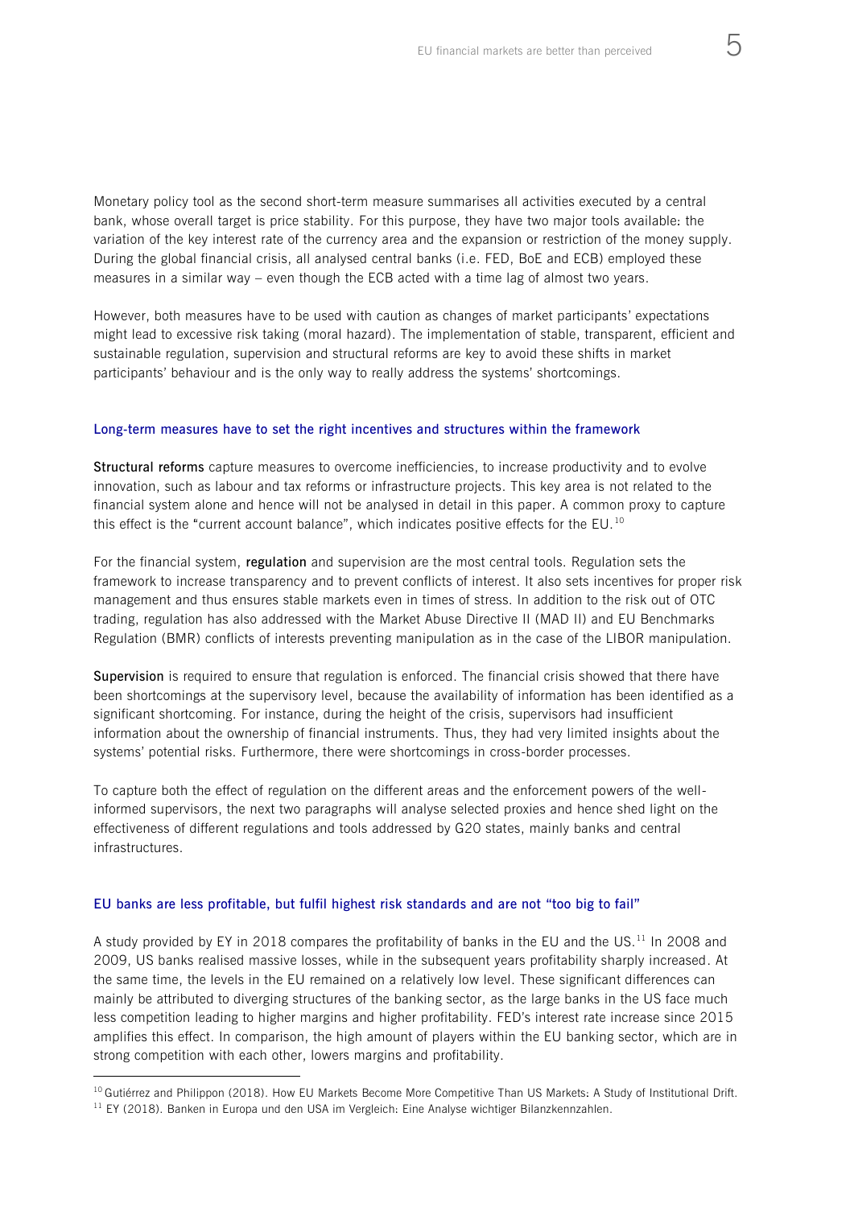Monetary policy tool as the second short-term measure summarises all activities executed by a central bank, whose overall target is price stability. For this purpose, they have two major tools available: the variation of the key interest rate of the currency area and the expansion or restriction of the money supply. During the global financial crisis, all analysed central banks (i.e. FED, BoE and ECB) employed these measures in a similar way – even though the ECB acted with a time lag of almost two years.

However, both measures have to be used with caution as changes of market participants' expectations might lead to excessive risk taking (moral hazard). The implementation of stable, transparent, efficient and sustainable regulation, supervision and structural reforms are key to avoid these shifts in market participants' behaviour and is the only way to really address the systems' shortcomings.

## Long-term measures have to set the right incentives and structures within the framework

**Structural reforms** capture measures to overcome inefficiencies, to increase productivity and to evolve innovation, such as labour and tax reforms or infrastructure projects. This key area is not related to the financial system alone and hence will not be analysed in detail in this paper. A common proxy to capture this effect is the "current account balance", which indicates positive effects for the EU.[10]

For the financial system, **regulation** and supervision are the most central tools. Regulation sets the framework to increase transparency and to prevent conflicts of interest. It also sets incentives for proper risk management and thus ensures stable markets even in times of stress. In addition to the risk out of OTC trading, regulation has also addressed with the Market Abuse Directive II (MAD II) and EU Benchmarks Regulation (BMR) conflicts of interests preventing manipulation as in the case of the LIBOR manipulation.

**Supervision** is required to ensure that regulation is enforced. The financial crisis showed that there have been shortcomings at the supervisory level, because the availability of information has been identified as a significant shortcoming. For instance, during the height of the crisis, supervisors had insufficient information about the ownership of financial instruments. Thus, they had very limited insights about the systems' potential risks. Furthermore, there were shortcomings in cross-border processes.

To capture both the effect of regulation on the different areas and the enforcement powers of the well-informed supervisors, the next two paragraphs will analyse selected proxies and hence shed light on the effectiveness of different regulations and tools addressed by G20 states, mainly banks and central infrastructures.

## EU banks are less profitable, but fulfil highest risk standards and are not "too big to fail"

A study provided by EY in 2018 compares the profitability of banks in the EU and the US.[11] In 2008 and 2009, US banks realised massive losses, while in the subsequent years profitability sharply increased. At the same time, the levels in the EU remained on a relatively low level. These significant differences can mainly be attributed to diverging structures of the banking sector, as the large banks in the US face much less competition leading to higher margins and higher profitability. FED's interest rate increase since 2015 amplifies this effect. In comparison, the high amount of players within the EU banking sector, which are in strong competition with each other, lowers margins and profitability.

---

[10] Gutiérrez and Philippon (2018). How EU Markets Become More Competitive Than US Markets: A Study of Institutional Drift.

[11] EY (2018). Banken in Europa und den USA im Vergleich: Eine Analyse wichtiger Bilanzkennzahlen.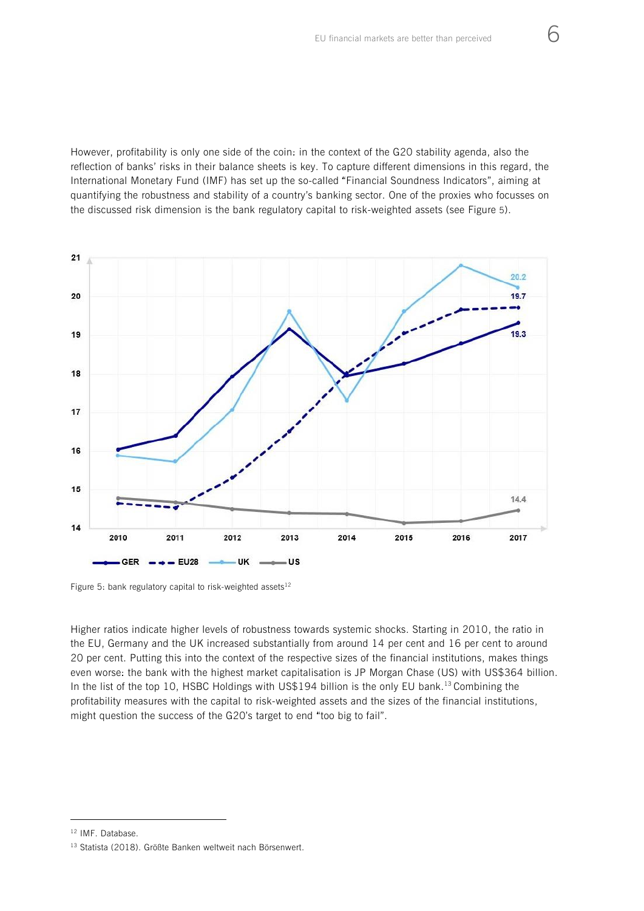However, profitability is only one side of the coin: in the context of the G20 stability agenda, also the reflection of banks' risks in their balance sheets is key. To capture different dimensions in this regard, the International Monetary Fund (IMF) has set up the so-called "Financial Soundness Indicators", aiming at quantifying the robustness and stability of a country's banking sector. One of the proxies who focusses on the discussed risk dimension is the bank regulatory capital to risk-weighted assets (see Figure 5).

21
20
19
18
17
16
15
14

2010 2011 2012 2013 2014 2015 2016 2017

20.2
19.7
19.3
14.4

GER EU28 UK US

Figure 5: bank regulatory capital to risk-weighted assets[12]

Higher ratios indicate higher levels of robustness towards systemic shocks. Starting in 2010, the ratio in the EU, Germany and the UK increased substantially from around 14 per cent and 16 per cent to around 20 per cent. Putting this into the context of the respective sizes of the financial institutions, makes things even worse: the bank with the highest market capitalisation is JP Morgan Chase (US) with US$364 billion. In the list of the top 10, HSBC Holdings with US$194 billion is the only EU bank.[13] Combining the profitability measures with the capital to risk-weighted assets and the sizes of the financial institutions, might question the success of the G20's target to end "too big to fail".

[12] IMF. Database.

[13] Statista (2018). Größte Banken weltweit nach Börsenwert.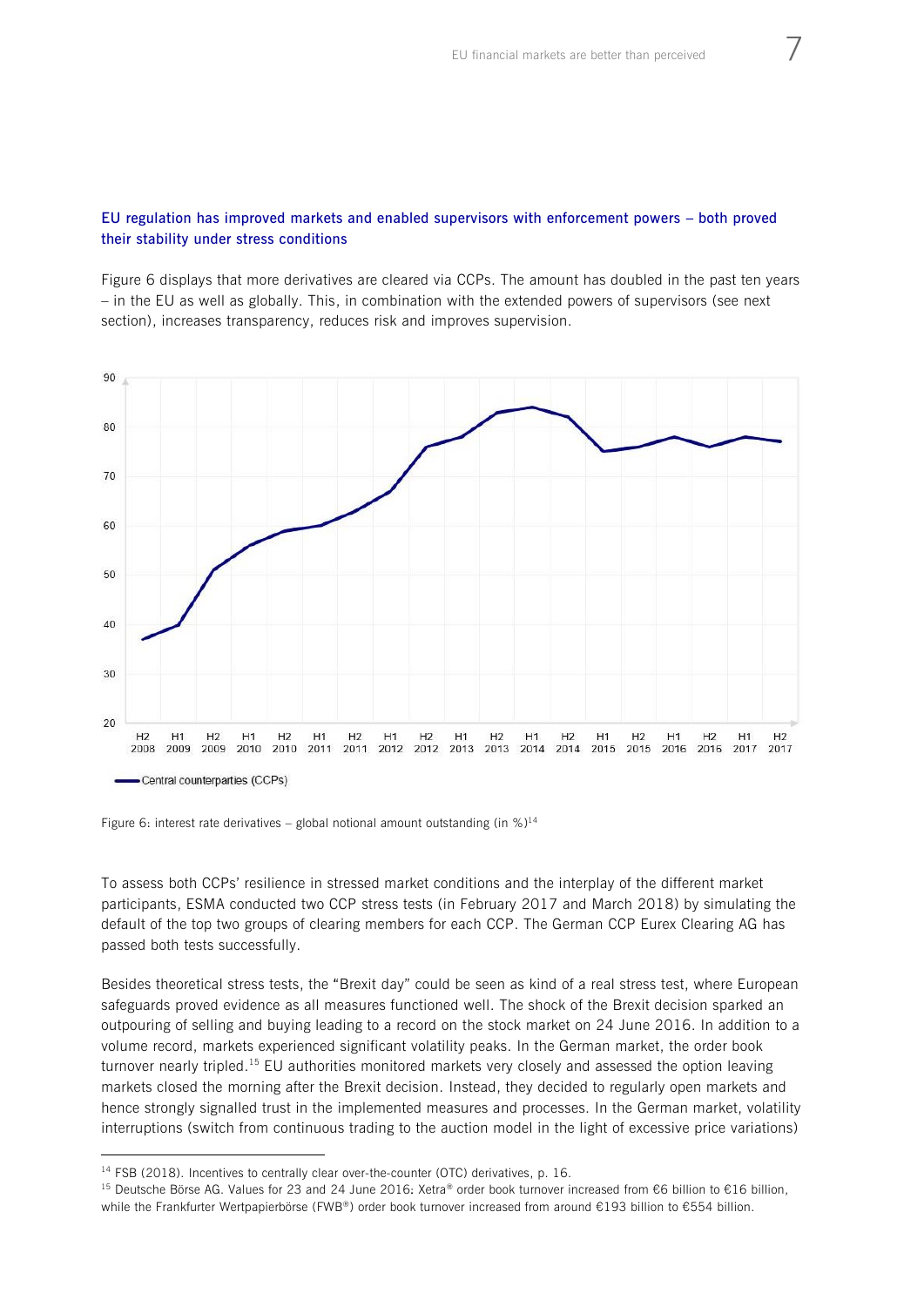### EU regulation has improved markets and enabled supervisors with enforcement powers – both proved their stability under stress conditions

Figure 6 displays that more derivatives are cleared via CCPs. The amount has doubled in the past ten years – in the EU as well as globally. This, in combination with the extended powers of supervisors (see next section), increases transparency, reduces risk and improves supervision.

90
80
70
60
50
40
30
20

H2 2008 H1 2009 H2 2009 H1 2010 H2 2010 H1 2011 H2 2011 H1 2012 H2 2012 H1 2013 H2 2013 H1 2014 H2 2014 H1 2015 H2 2015 H1 2016 H2 2016 H1 2017 H2 2017

Central counterparties (CCPs)

Figure 6: interest rate derivatives – global notional amount outstanding (in %)[14]

To assess both CCPs' resilience in stressed market conditions and the interplay of the different market participants, ESMA conducted two CCP stress tests (in February 2017 and March 2018) by simulating the default of the top two groups of clearing members for each CCP. The German CCP Eurex Clearing AG has passed both tests successfully.

Besides theoretical stress tests, the "Brexit day" could be seen as kind of a real stress test, where European safeguards proved evidence as all measures functioned well. The shock of the Brexit decision sparked an outpouring of selling and buying leading to a record on the stock market on 24 June 2016. In addition to a volume record, markets experienced significant volatility peaks. In the German market, the order book turnover nearly tripled.[15] EU authorities monitored markets very closely and assessed the option leaving markets closed the morning after the Brexit decision. Instead, they decided to regularly open markets and hence strongly signalled trust in the implemented measures and processes. In the German market, volatility interruptions (switch from continuous trading to the auction model in the light of excessive price variations)

---

[14] FSB (2018). Incentives to centrally clear over-the-counter (OTC) derivatives, p. 16.

[15] Deutsche Börse AG. Values for 23 and 24 June 2016: Xetra® order book turnover increased from €6 billion to €16 billion, while the Frankfurter Wertpapierbörse (FWB®) order book turnover increased from around €193 billion to €554 billion.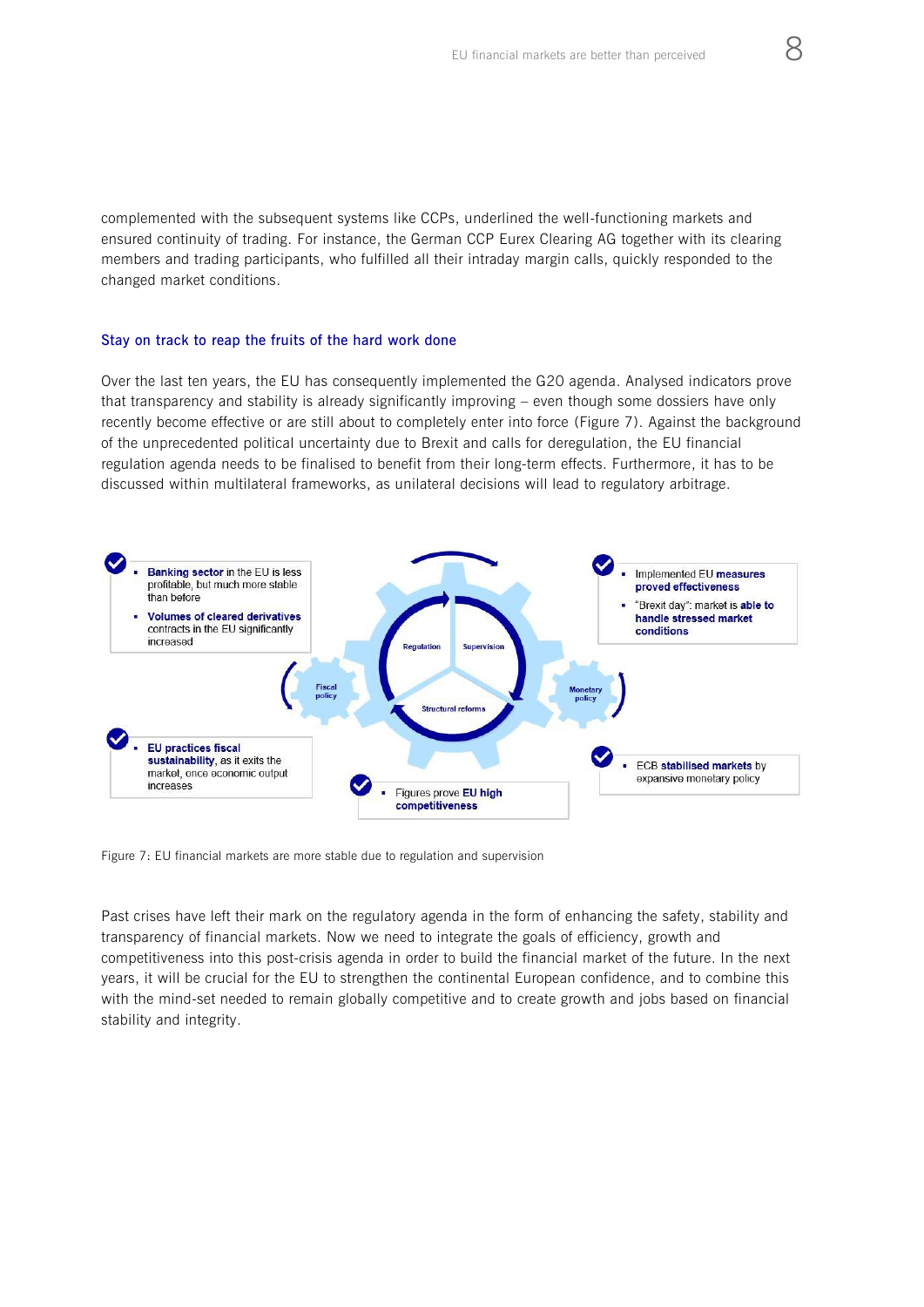complemented with the subsequent systems like CCPs, underlined the well-functioning markets and ensured continuity of trading. For instance, the German CCP Eurex Clearing AG together with its clearing members and trading participants, who fulfilled all their intraday margin calls, quickly responded to the changed market conditions.

### Stay on track to reap the fruits of the hard work done

Over the last ten years, the EU has consequently implemented the G20 agenda. Analysed indicators prove that transparency and stability is already significantly improving – even though some dossiers have only recently become effective or are still about to completely enter into force (Figure 7). Against the background of the unprecedented political uncertainty due to Brexit and calls for deregulation, the EU financial regulation agenda needs to be finalised to benefit from their long-term effects. Furthermore, it has to be discussed within multilateral frameworks, as unilateral decisions will lead to regulatory arbitrage.

- **Banking sector** in the EU is less profitable, but much more stable than before
- **Volumes of cleared derivatives** contracts in the EU significantly increased

- Implemented EU **measures proved effectiveness**
- "Brexit day": market is **able to handle stressed market conditions**

Regulation

Supervision

Structural reforms

Fiscal policy

Monetary policy

- **EU practices fiscal sustainability**, as it exits the market, once economic output increases

- Figures prove **EU high competitiveness**

- ECB **stabilised markets** by expansive monetary policy

Figure 7: EU financial markets are more stable due to regulation and supervision

Past crises have left their mark on the regulatory agenda in the form of enhancing the safety, stability and transparency of financial markets. Now we need to integrate the goals of efficiency, growth and competitiveness into this post-crisis agenda in order to build the financial market of the future. In the next years, it will be crucial for the EU to strengthen the continental European confidence, and to combine this with the mind-set needed to remain globally competitive and to create growth and jobs based on financial stability and integrity.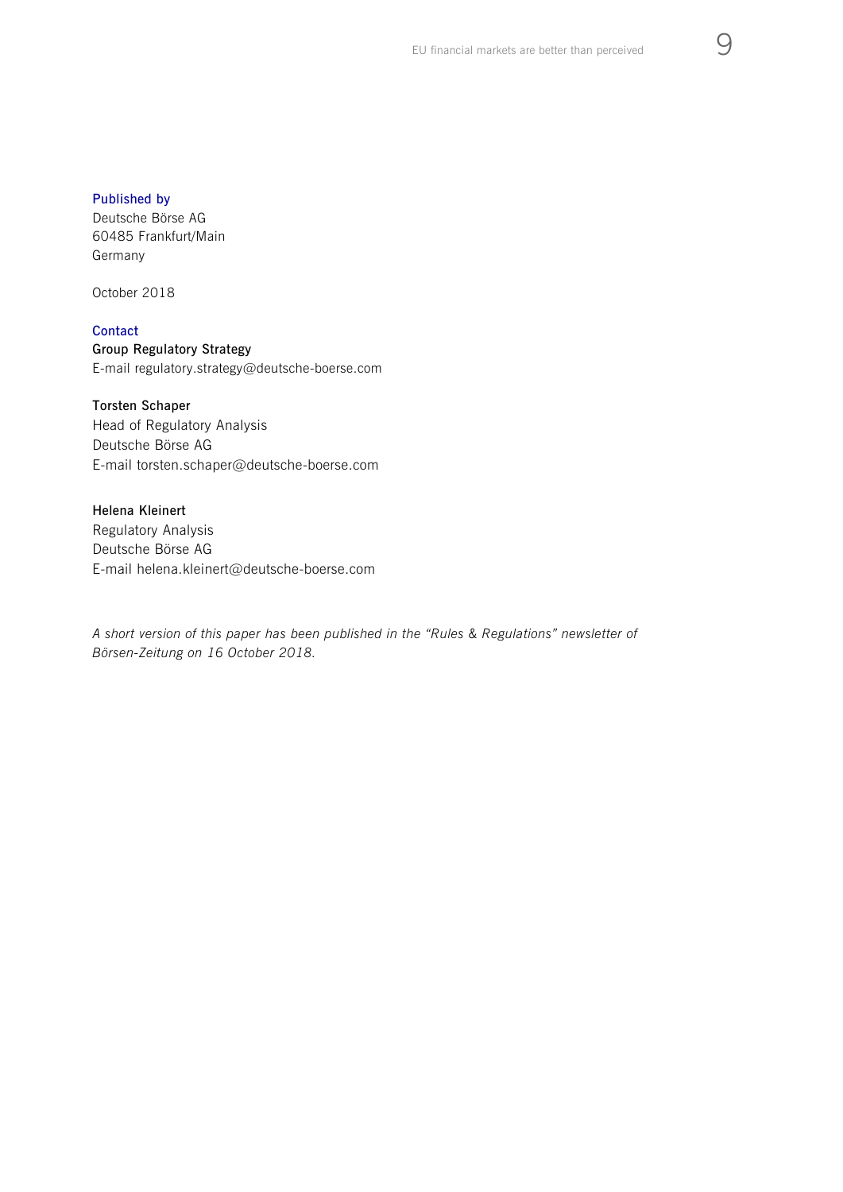**Published by**
Deutsche Börse AG
60485 Frankfurt/Main
Germany

October 2018

**Contact**

**Group Regulatory Strategy**
E-mail regulatory.strategy@deutsche-boerse.com

**Torsten Schaper**
Head of Regulatory Analysis
Deutsche Börse AG
E-mail torsten.schaper@deutsche-boerse.com

**Helena Kleinert**
Regulatory Analysis
Deutsche Börse AG
E-mail helena.kleinert@deutsche-boerse.com

*A short version of this paper has been published in the "Rules & Regulations" newsletter of Börsen-Zeitung on 16 October 2018.*